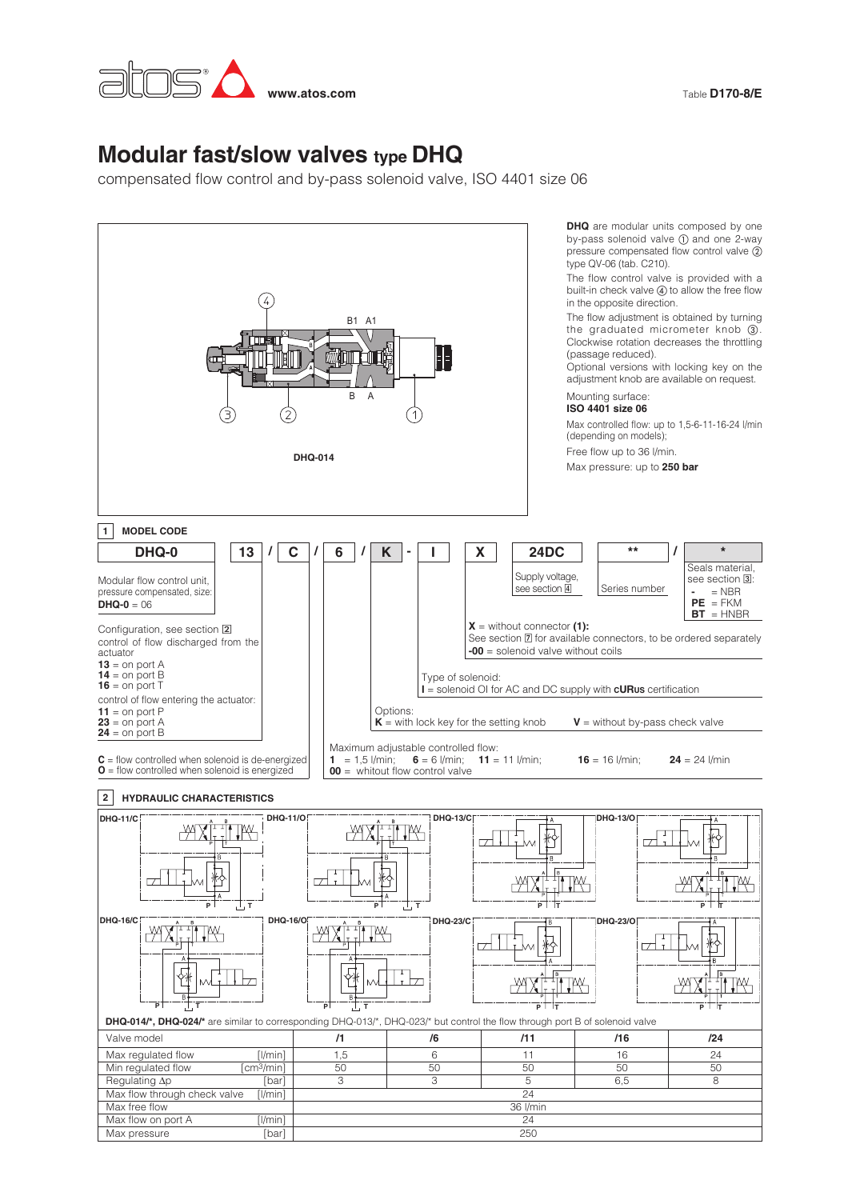www.atos.com

Table **D170-8/E**

# Modular fast/slow valves type DHQ

compensated flow control and by-pass solenoid valve, ISO 4401 size 06

DHQ-014

**DHQ** are modular units composed by one by-pass solenoid valve ① and one 2-way pressure compensated flow control valve ② type QV-06 (tab. C210).

The flow control valve is provided with a built-in check valve ④ to allow the free flow in the opposite direction.

The flow adjustment is obtained by turning the graduated micrometer knob ③. Clockwise rotation decreases the throttling (passage reduced).

Optional versions with locking key on the adjustment knob are available on request.

Mounting surface:
**ISO 4401 size 06**

Max controlled flow: up to 1,5-6-11-16-24 l/min (depending on models);

Free flow up to 36 l/min.

Max pressure: up to **250 bar**

## 1 MODEL CODE

| DHQ-0 | 13 | / | C | / | 6 | / | K | - | I | X | 24DC | ** | / | * |
|---|---|---|---|---|---|---|---|---|---|---|---|---|---|---|

**DHQ-0** – Modular flow control unit, pressure compensated, size: **DHQ-0** = 06

**13** – Configuration, see section 2
- control of flow discharged from the actuator:
  - **13** = on port A
  - **14** = on port B
  - **16** = on port T
- control of flow entering the actuator:
  - **11** = on port P
  - **23** = on port A
  - **24** = on port B

**C** = flow controlled when solenoid is de-energized
**O** = flow controlled when solenoid is energized

**6** – Maximum adjustable controlled flow:
**1** = 1,5 l/min; **6** = 6 l/min; **11** = 11 l/min; **16** = 16 l/min; **24** = 24 l/min
**00** = whitout flow control valve

**K** – Options:
**K** = with lock key for the setting knob  **V** = without by-pass check valve

**I** – Type of solenoid:
**I** = solenoid OI for AC and DC supply with **cURus** certification

**X** = without connector **(1):**
See section 7 for available connectors, to be ordered separately
**-00** = solenoid valve without coils

**24DC** – Supply voltage, see section 4

**\*\*** – Series number

**\*** – Seals material, see section 3:
- **-** = NBR
- **PE** = FKM
- **BT** = HNBR

## 2 HYDRAULIC CHARACTERISTICS

DHQ-11/C, DHQ-11/O, DHQ-13/C, DHQ-13/O, DHQ-16/C, DHQ-16/O, DHQ-23/C, DHQ-23/O

**DHQ-014/\*, DHQ-024/\*** are similar to corresponding DHQ-013/\*, DHQ-023/\* but control the flow through port B of solenoid valve

| Valve model | | /1 | /6 | /11 | /16 | /24 |
|---|---|---|---|---|---|---|
| Max regulated flow | [l/min] | 1,5 | 6 | 11 | 16 | 24 |
| Min regulated flow | [cm³/min] | 50 | 50 | 50 | 50 | 50 |
| Regulating Δp | [bar] | 3 | 3 | 5 | 6,5 | 8 |
| Max flow through check valve | [l/min] | | | 24 | | |
| Max free flow | | | | 36 l/min | | |
| Max flow on port A | [l/min] | | | 24 | | |
| Max pressure | [bar] | | | 250 | | |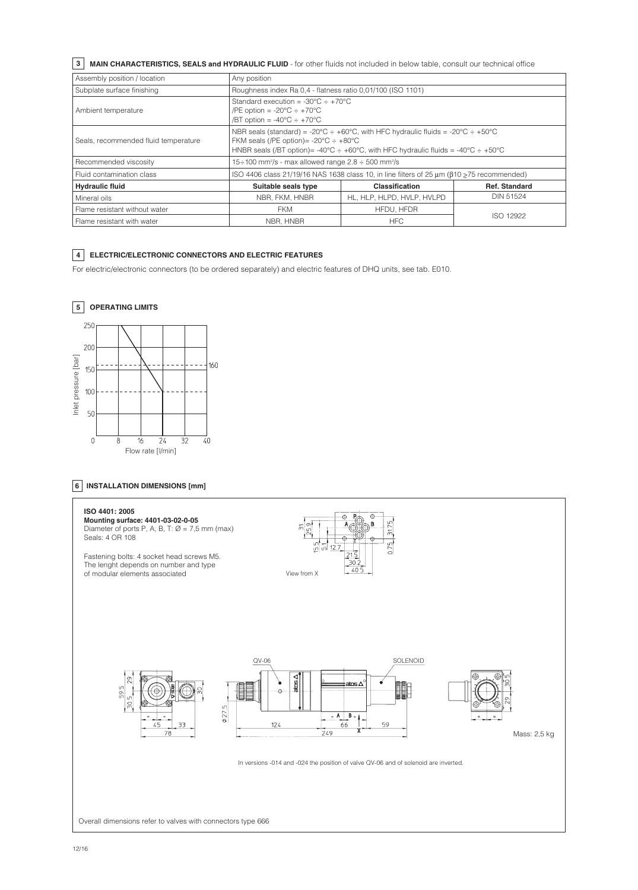## 3 MAIN CHARACTERISTICS, SEALS and HYDRAULIC FLUID - for other fluids not included in below table, consult our technical office

| | | | |
|---|---|---|---|
| Assembly position / location | Any position | | |
| Subplate surface finishing | Roughness index Ra 0,4 - flatness ratio 0,01/100 (ISO 1101) | | |
| Ambient temperature | Standard execution = -30°C ÷ +70°C<br>/PE option = -20°C ÷ +70°C<br>/BT option = -40°C ÷ +70°C | | |
| Seals, recommended fluid temperature | NBR seals (standard) = -20°C ÷ +60°C, with HFC hydraulic fluids = -20°C ÷ +50°C<br>FKM seals (/PE option)= -20°C ÷ +80°C<br>HNBR seals (/BT option)= -40°C ÷ +60°C, with HFC hydraulic fluids = -40°C ÷ +50°C | | |
| Recommended viscosity | 15÷100 mm²/s - max allowed range 2.8 ÷ 500 mm²/s | | |
| Fluid contamination class | ISO 4406 class 21/19/16 NAS 1638 class 10, in line filters of 25 µm (β10 ≥75 recommended) | | |
| **Hydraulic fluid** | **Suitable seals type** | **Classification** | **Ref. Standard** |
| Mineral oils | NBR, FKM, HNBR | HL, HLP, HLPD, HVLP, HVLPD | DIN 51524 |
| Flame resistant without water | FKM | HFDU, HFDR | ISO 12922 |
| Flame resistant with water | NBR, HNBR | HFC | |

## 4 ELECTRIC/ELECTRONIC CONNECTORS AND ELECTRIC FEATURES

For electric/electronic connectors (to be ordered separately) and electric features of DHQ units, see tab. E010.

## 5 OPERATING LIMITS

Inlet pressure [bar]

250
200
150
100
50
0

160

8 16 24 32 40

Flow rate [l/min]

## 6 INSTALLATION DIMENSIONS [mm]

**ISO 4401: 2005**
**Mounting surface: 4401-03-02-0-05**
Diameter of ports P, A, B, T: Ø = 7,5 mm (max)
Seals: 4 OR 108

Fastening bolts: 4 socket head screws M5.
The lenght depends on number and type of modular elements associated

View from X

QV-06

SOLENOID

Mass: 2,5 kg

In versions -014 and -024 the position of valve QV-06 and of solenoid are inverted.

Overall dimensions refer to valves with connectors type 666